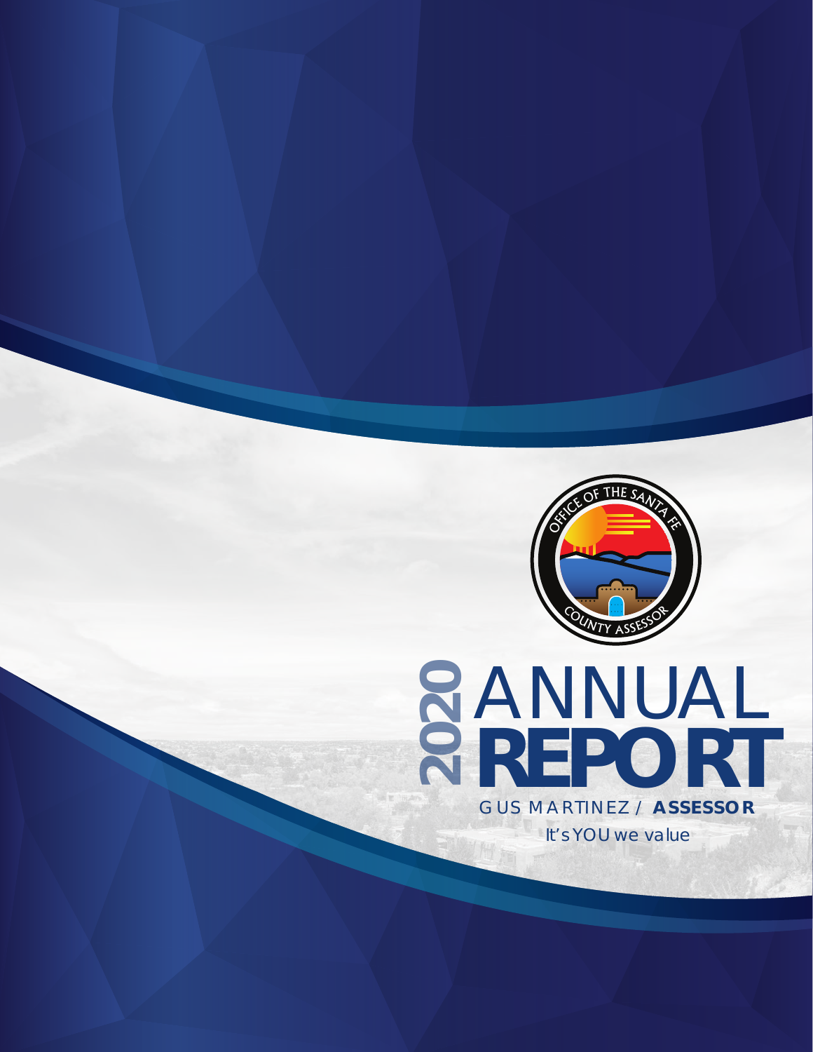OFFICE OF THE SANTA FE COUNTY ASSESSOR

# 2020 ANNUAL REPORT

GUS MARTINEZ / **ASSESSOR**

*It's YOU we value*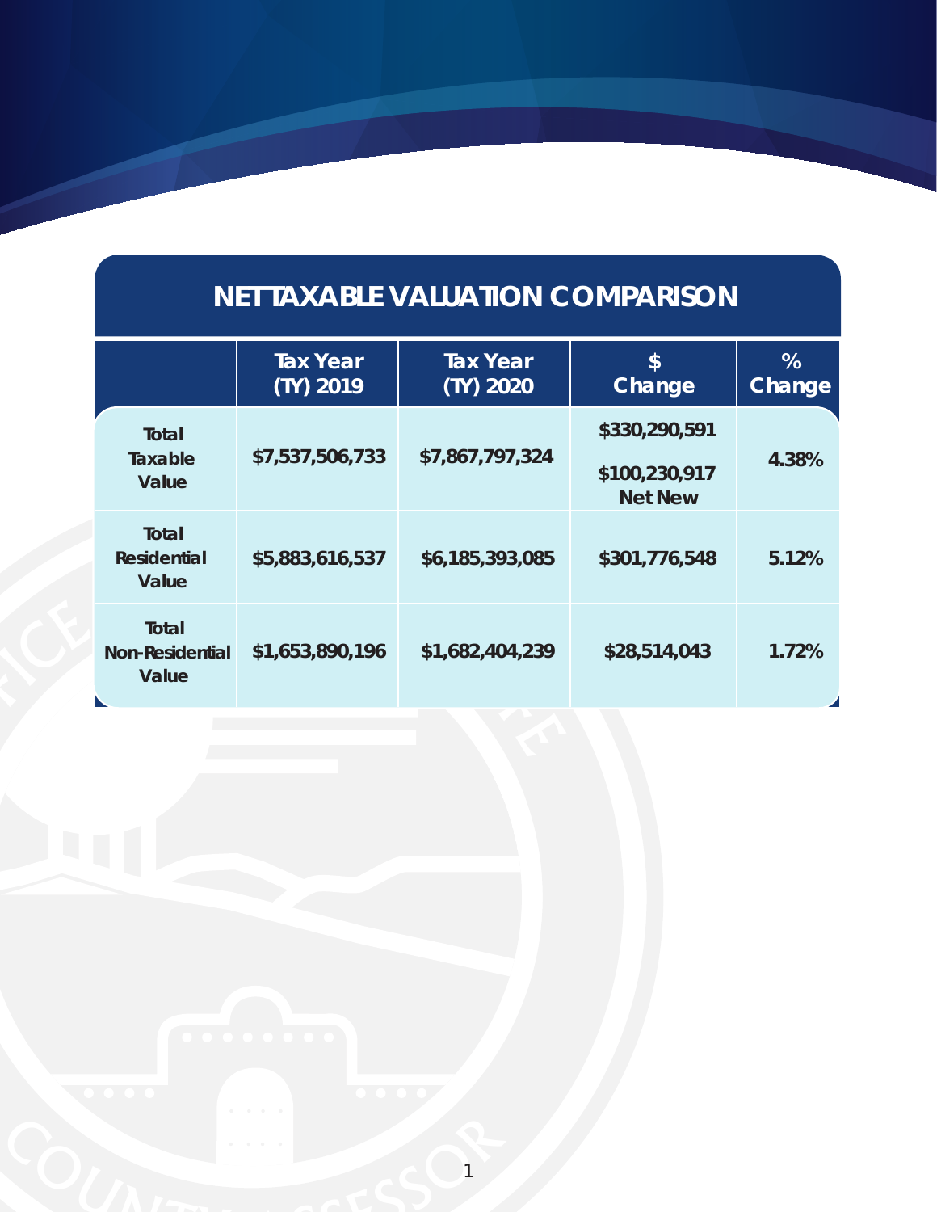## NET TAXABLE VALUATION COMPARISON

| | Tax Year (TY) 2019 | Tax Year (TY) 2020 | $ Change | % Change |
|---|---|---|---|---|
| Total Taxable Value | $7,537,506,733 | $7,867,797,324 | $330,290,591<br>$100,230,917 Net New | 4.38% |
| Total Residential Value | $5,883,616,537 | $6,185,393,085 | $301,776,548 | 5.12% |
| Total Non-Residential Value | $1,653,890,196 | $1,682,404,239 | $28,514,043 | 1.72% |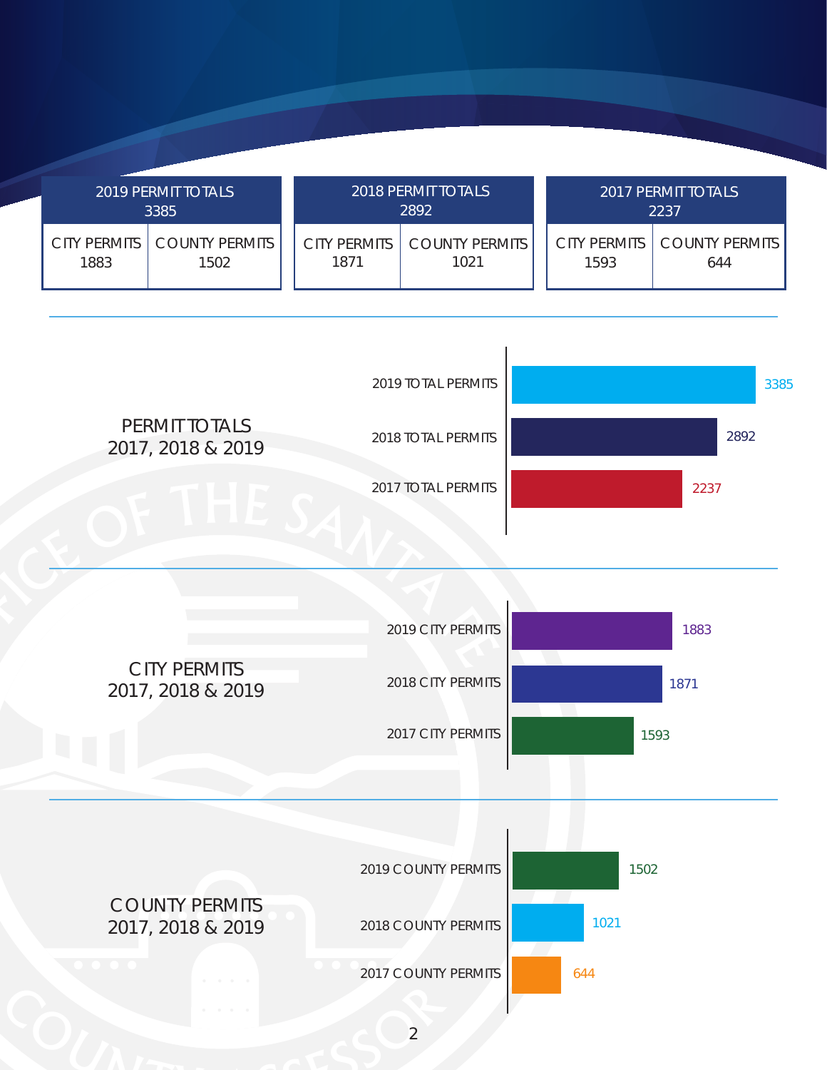| 2019 PERMIT TOTALS 3385 | |
|---|---|
| CITY PERMITS 1883 | COUNTY PERMITS 1502 |

| 2018 PERMIT TOTALS 2892 | |
|---|---|
| CITY PERMITS 1871 | COUNTY PERMITS 1021 |

| 2017 PERMIT TOTALS 2237 | |
|---|---|
| CITY PERMITS 1593 | COUNTY PERMITS 644 |

## PERMIT TOTALS 2017, 2018 & 2019

| | |
|---|---|
| 2019 TOTAL PERMITS | 3385 |
| 2018 TOTAL PERMITS | 2892 |
| 2017 TOTAL PERMITS | 2237 |

## CITY PERMITS 2017, 2018 & 2019

| | |
|---|---|
| 2019 CITY PERMITS | 1883 |
| 2018 CITY PERMITS | 1871 |
| 2017 CITY PERMITS | 1593 |

## COUNTY PERMITS 2017, 2018 & 2019

| | |
|---|---|
| 2019 COUNTY PERMITS | 1502 |
| 2018 COUNTY PERMITS | 1021 |
| 2017 COUNTY PERMITS | 644 |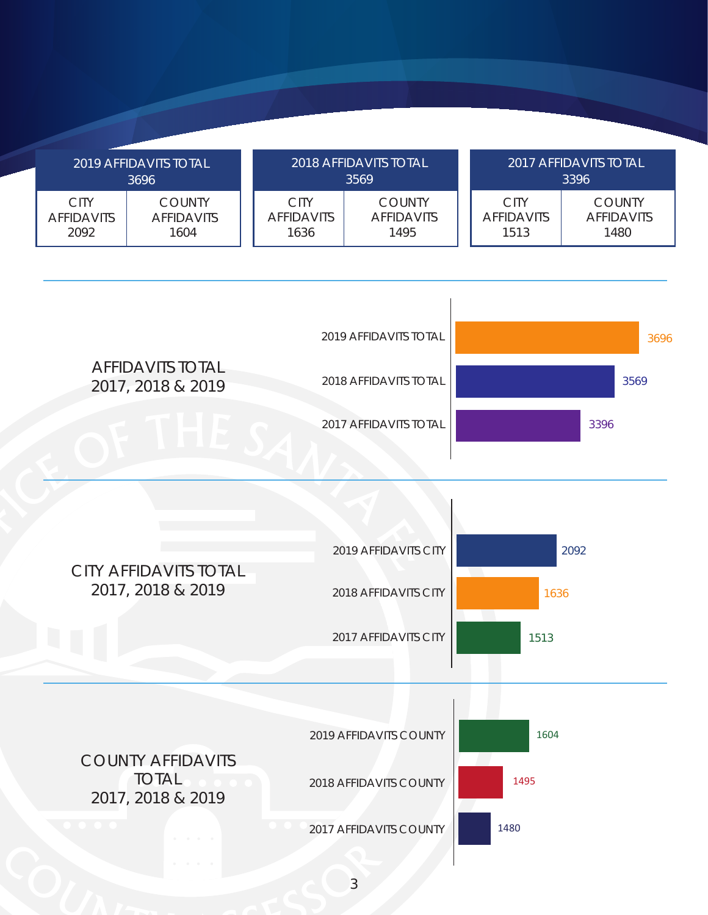| 2019 AFFIDAVITS TOTAL 3696 | |
|---|---|
| CITY AFFIDAVITS 2092 | COUNTY AFFIDAVITS 1604 |

| 2018 AFFIDAVITS TOTAL 3569 | |
|---|---|
| CITY AFFIDAVITS 1636 | COUNTY AFFIDAVITS 1495 |

| 2017 AFFIDAVITS TOTAL 3396 | |
|---|---|
| CITY AFFIDAVITS 1513 | COUNTY AFFIDAVITS 1480 |

## AFFIDAVITS TOTAL 2017, 2018 & 2019

| | |
|---|---|
| 2019 AFFIDAVITS TOTAL | 3696 |
| 2018 AFFIDAVITS TOTAL | 3569 |
| 2017 AFFIDAVITS TOTAL | 3396 |

## CITY AFFIDAVITS TOTAL 2017, 2018 & 2019

| | |
|---|---|
| 2019 AFFIDAVITS CITY | 2092 |
| 2018 AFFIDAVITS CITY | 1636 |
| 2017 AFFIDAVITS CITY | 1513 |

## COUNTY AFFIDAVITS TOTAL 2017, 2018 & 2019

| | |
|---|---|
| 2019 AFFIDAVITS COUNTY | 1604 |
| 2018 AFFIDAVITS COUNTY | 1495 |
| 2017 AFFIDAVITS COUNTY | 1480 |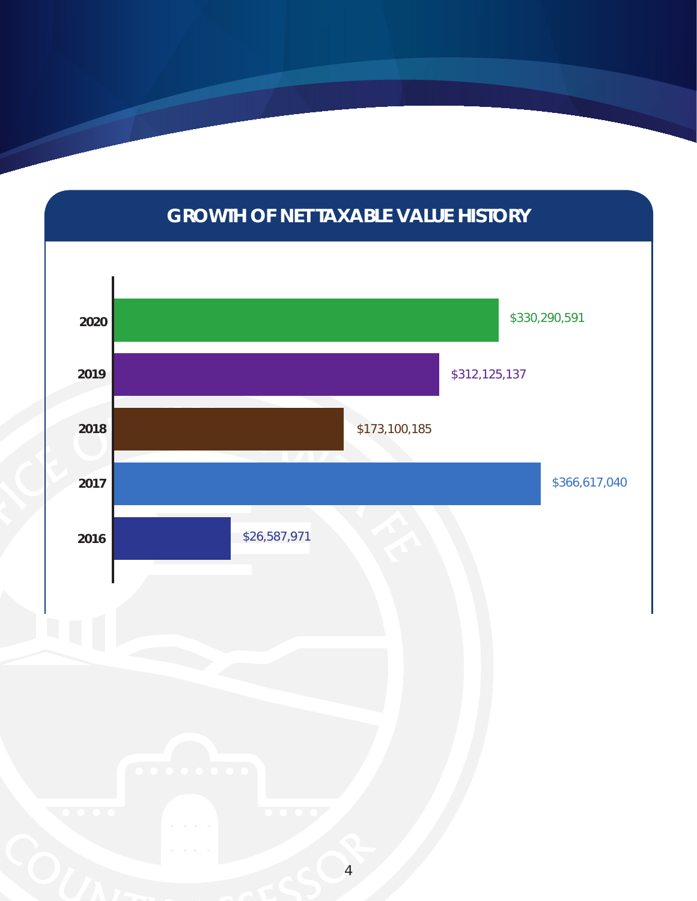## GROWTH OF NET TAXABLE VALUE HISTORY

| Year | Value |
| --- | --- |
| 2020 | $330,290,591 |
| 2019 | $312,125,137 |
| 2018 | $173,100,185 |
| 2017 | $366,617,040 |
| 2016 | $26,587,971 |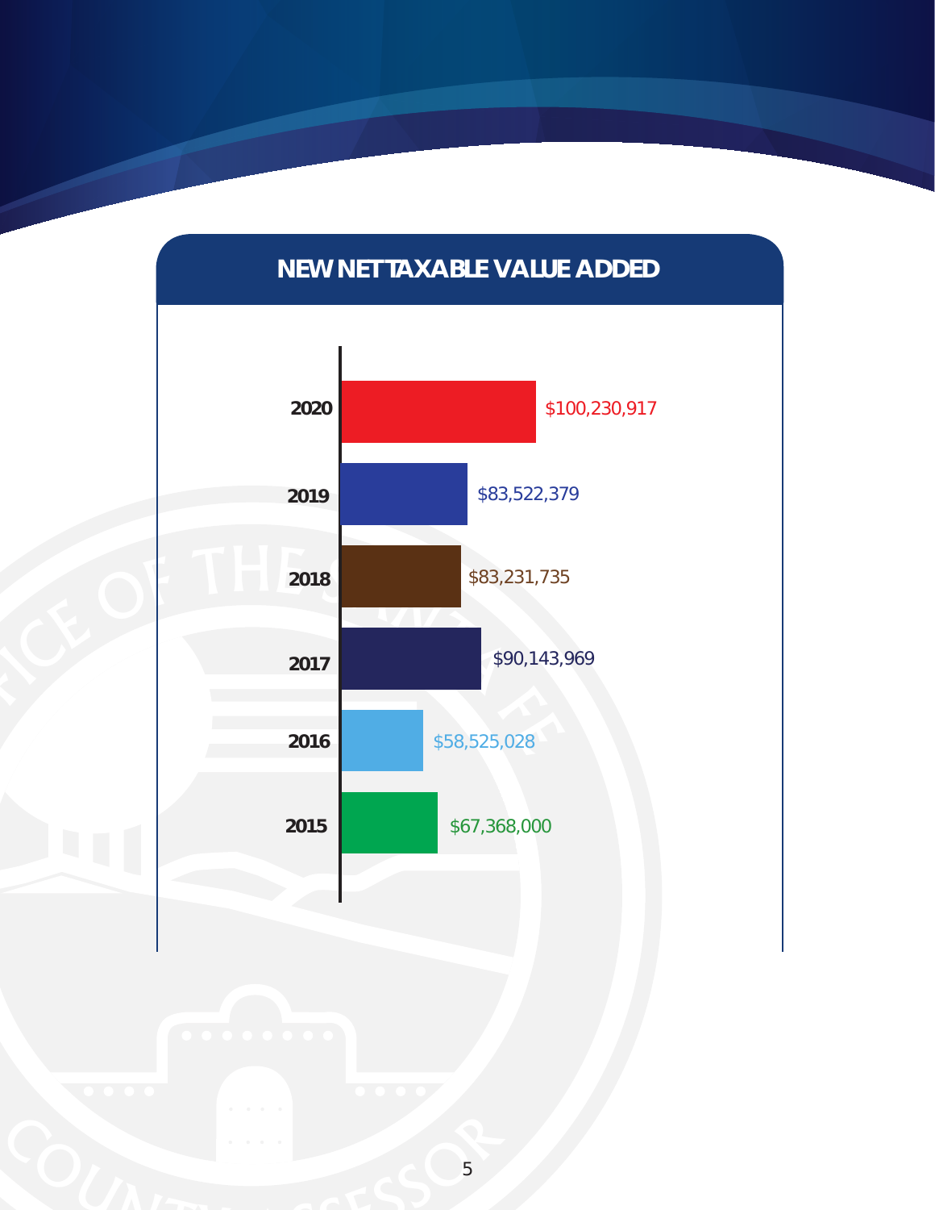## NEW NET TAXABLE VALUE ADDED

| Year | Value |
|---|---|
| 2020 | $100,230,917 |
| 2019 | $83,522,379 |
| 2018 | $83,231,735 |
| 2017 | $90,143,969 |
| 2016 | $58,525,028 |
| 2015 | $67,368,000 |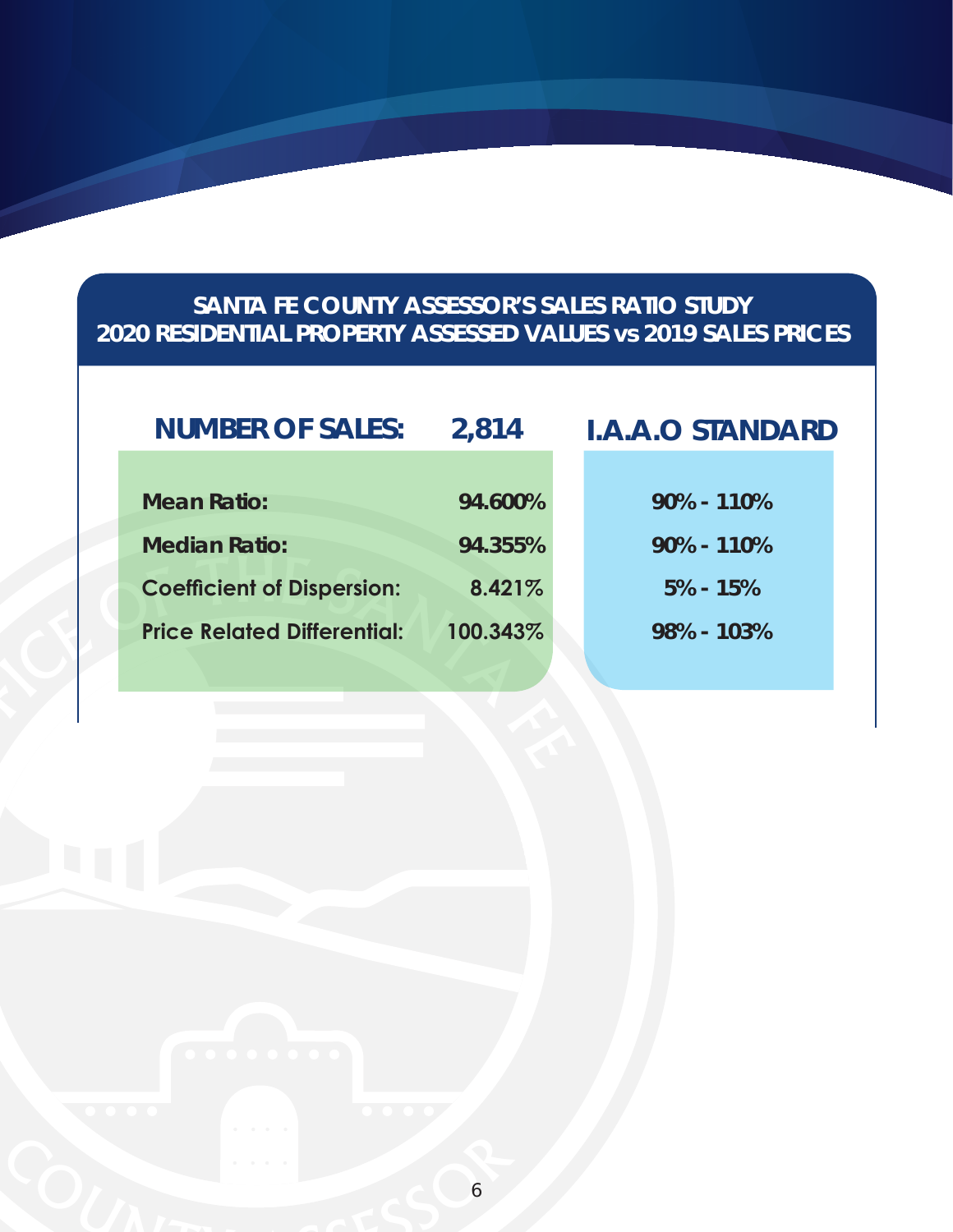## SANTA FE COUNTY ASSESSOR'S SALES RATIO STUDY
## 2020 RESIDENTIAL PROPERTY ASSESSED VALUES vs 2019 SALES PRICES

| NUMBER OF SALES: | 2,814 | I.A.A.O STANDARD |
|---|---|---|
| **Mean Ratio:** | **94.600%** | **90% - 110%** |
| **Median Ratio:** | **94.355%** | **90% - 110%** |
| **Coefficient of Dispersion:** | **8.421%** | **5% - 15%** |
| **Price Related Differential:** | **100.343%** | **98% - 103%** |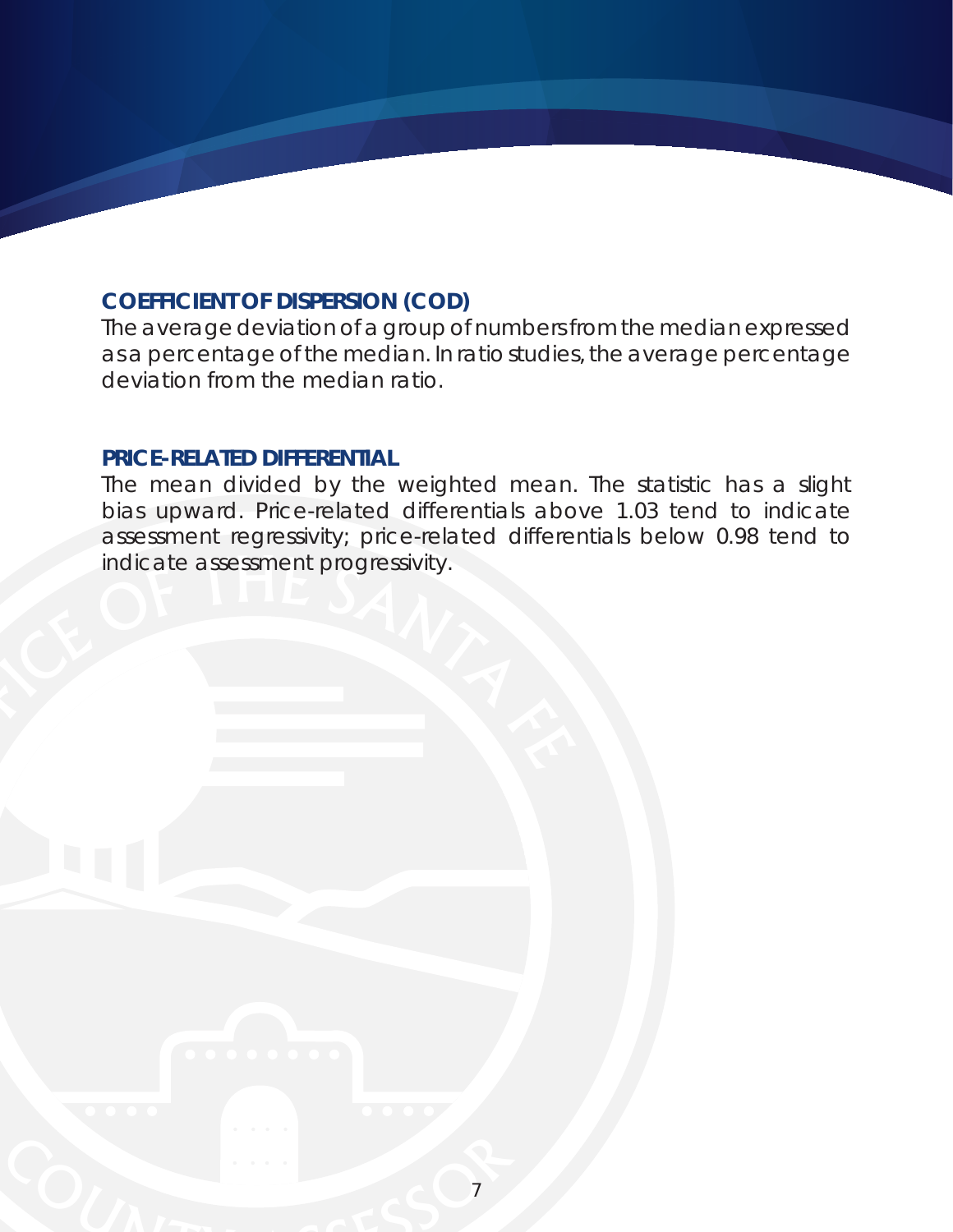## COEFFICIENT OF DISPERSION (COD)

The average deviation of a group of numbers from the median expressed as a percentage of the median. In ratio studies, the average percentage deviation from the median ratio.

## PRICE-RELATED DIFFERENTIAL

The mean divided by the weighted mean. The statistic has a slight bias upward. Price-related differentials above 1.03 tend to indicate assessment regressivity; price-related differentials below 0.98 tend to indicate assessment progressivity.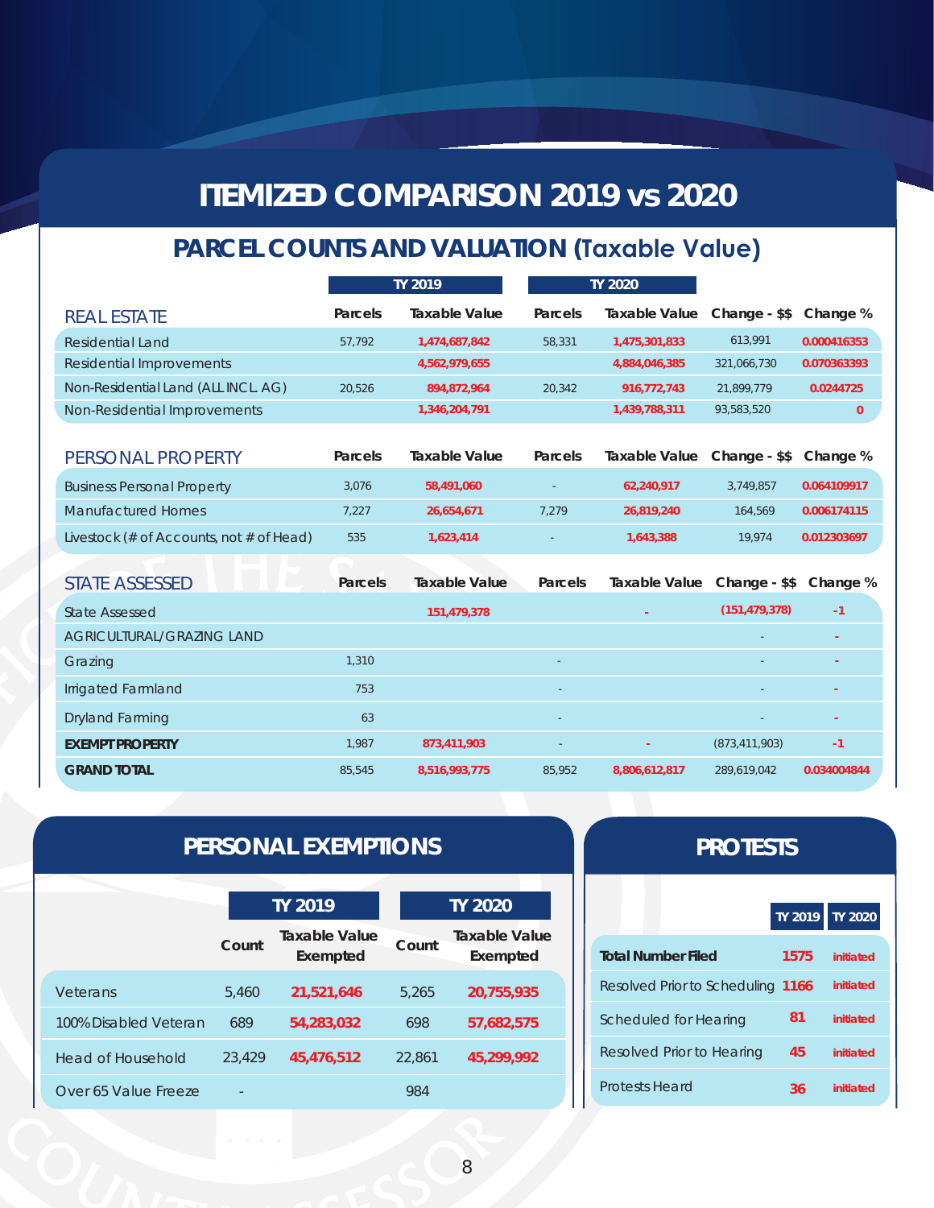# ITEMIZED COMPARISON 2019 vs 2020

## PARCEL COUNTS AND VALUATION (Taxable Value)

| | TY 2019 | | TY 2020 | | | |
|---|---|---|---|---|---|---|
| REAL ESTATE | Parcels | Taxable Value | Parcels | Taxable Value | Change - $$ | Change % |
| Residential Land | 57,792 | 1,474,687,842 | 58,331 | 1,475,301,833 | 613,991 | 0.000416353 |
| Residential Improvements | | 4,562,979,655 | | 4,884,046,385 | 321,066,730 | 0.070363393 |
| Non-Residential Land (ALL INCL. AG) | 20,526 | 894,872,964 | 20,342 | 916,772,743 | 21,899,779 | 0.0244725 |
| Non-Residential Improvements | | 1,346,204,791 | | 1,439,788,311 | 93,583,520 | 0 |
| PERSONAL PROPERTY | Parcels | Taxable Value | Parcels | Taxable Value | Change - $$ | Change % |
| Business Personal Property | 3,076 | 58,491,060 | - | 62,240,917 | 3,749,857 | 0.064109917 |
| Manufactured Homes | 7,227 | 26,654,671 | 7,279 | 26,819,240 | 164,569 | 0.006174115 |
| Livestock (# of Accounts, not # of Head) | 535 | 1,623,414 | - | 1,643,388 | 19,974 | 0.012303697 |
| STATE ASSESSED | Parcels | Taxable Value | Parcels | Taxable Value | Change - $$ | Change % |
| State Assessed | | 151,479,378 | | - | (151,479,378) | -1 |
| AGRICULTURAL/GRAZING LAND | | | | | - | - |
| Grazing | 1,310 | | - | | - | - |
| Irrigated Farmland | 753 | | - | | - | - |
| Dryland Farming | 63 | | - | | - | - |
| **EXEMPT PROPERTY** | 1,987 | 873,411,903 | - | - | (873,411,903) | -1 |
| **GRAND TOTAL** | 85,545 | 8,516,993,775 | 85,952 | 8,806,612,817 | 289,619,042 | 0.034004844 |

## PERSONAL EXEMPTIONS

| | TY 2019 | | TY 2020 | |
|---|---|---|---|---|
| | Count | Taxable Value Exempted | Count | Taxable Value Exempted |
| Veterans | 5,460 | 21,521,646 | 5,265 | 20,755,935 |
| 100% Disabled Veteran | 689 | 54,283,032 | 698 | 57,682,575 |
| Head of Household | 23,429 | 45,476,512 | 22,861 | 45,299,992 |
| Over 65 Value Freeze | - | | 984 | |

## PROTESTS

| | TY 2019 | TY 2020 |
|---|---|---|
| **Total Number Filed** | 1575 | initiated |
| Resolved Prior to Scheduling | 1166 | initiated |
| Scheduled for Hearing | 81 | initiated |
| Resolved Prior to Hearing | 45 | initiated |
| Protests Heard | 36 | initiated |